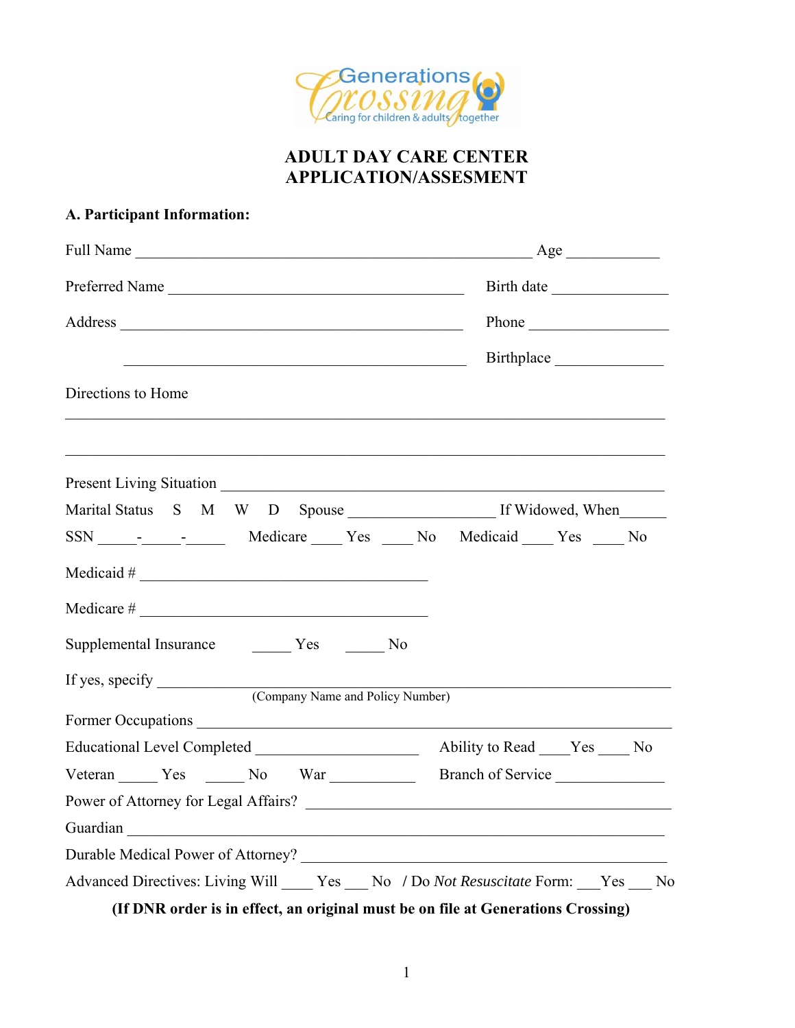Generations Crossing
Caring for children & adults together

# ADULT DAY CARE CENTER APPLICATION/ASSESMENT

**A. Participant Information:**

Full Name ____________________________________________________ Age ____________

Preferred Name ________________________________________ Birth date _______________

Address ____________________________________________ Phone __________________

____________________________________________ Birthplace ______________

Directions to Home

________________________________________________________________________________

________________________________________________________________________________

Present Living Situation __________________________________________________________

Marital Status S M W D Spouse __________________ If Widowed, When______

SSN _____-_____-_____ Medicare ____ Yes ____ No Medicaid ____ Yes ____ No

Medicaid # ______________________________________

Medicare # ______________________________________

Supplemental Insurance _____ Yes _____ No

If yes, specify ________________________________________________________________
(Company Name and Policy Number)

Former Occupations ______________________________________________________________

Educational Level Completed ____________________ Ability to Read ____Yes ____ No

Veteran _____ Yes _____ No War ___________ Branch of Service ______________

Power of Attorney for Legal Affairs? ________________________________________________

Guardian ______________________________________________________________________

Durable Medical Power of Attorney? _______________________________________________

Advanced Directives: Living Will ____ Yes ___ No / Do *Not Resuscitate* Form: ___Yes ___ No

**(If DNR order is in effect, an original must be on file at Generations Crossing)**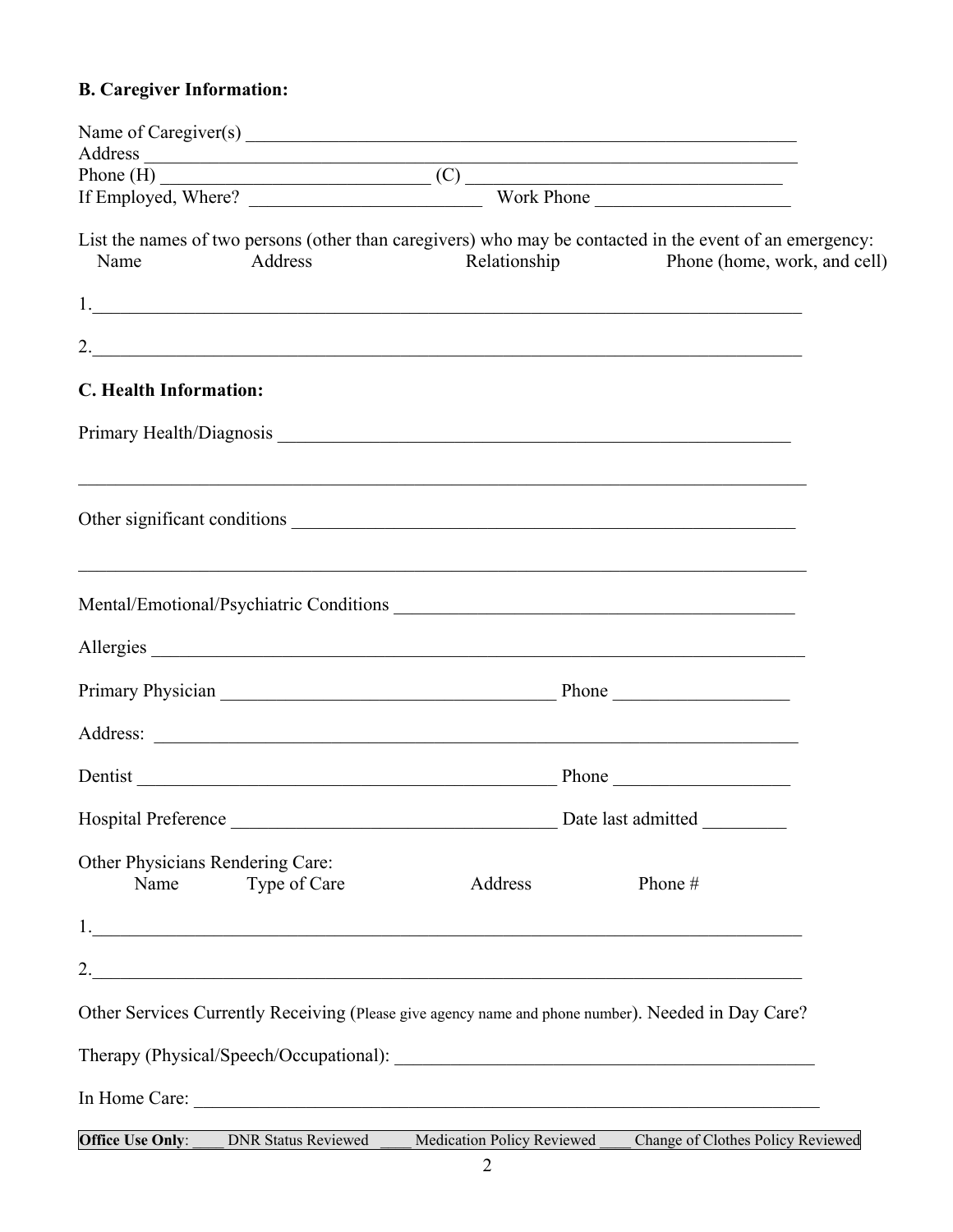### B. Caregiver Information:

Name of Caregiver(s) ________________________________________________________________
Address ______________________________________________________________________
Phone (H) _____________________________ (C) __________________________________
If Employed, Where? _________________________ Work Phone _____________________

List the names of two persons (other than caregivers) who may be contacted in the event of an emergency:

Name Address Relationship Phone (home, work, and cell)

1.____________________________________________________________________________

2.____________________________________________________________________________

### C. Health Information:

Primary Health/Diagnosis ___________________________________________________________

______________________________________________________________________________

Other significant conditions _________________________________________________________

______________________________________________________________________________

Mental/Emotional/Psychiatric Conditions ____________________________________________

Allergies ______________________________________________________________________

Primary Physician _____________________________________ Phone ___________________

Address: ______________________________________________________________________

Dentist _______________________________________________ Phone ___________________

Hospital Preference ___________________________________ Date last admitted _________

Other Physicians Rendering Care:

Name Type of Care Address Phone #

1.____________________________________________________________________________

2.____________________________________________________________________________

Other Services Currently Receiving (Please give agency name and phone number). Needed in Day Care?

Therapy (Physical/Speech/Occupational): _____________________________________________

In Home Care: ___________________________________________________________________

**Office Use Only**: ____ DNR Status Reviewed ____ Medication Policy Reviewed ____ Change of Clothes Policy Reviewed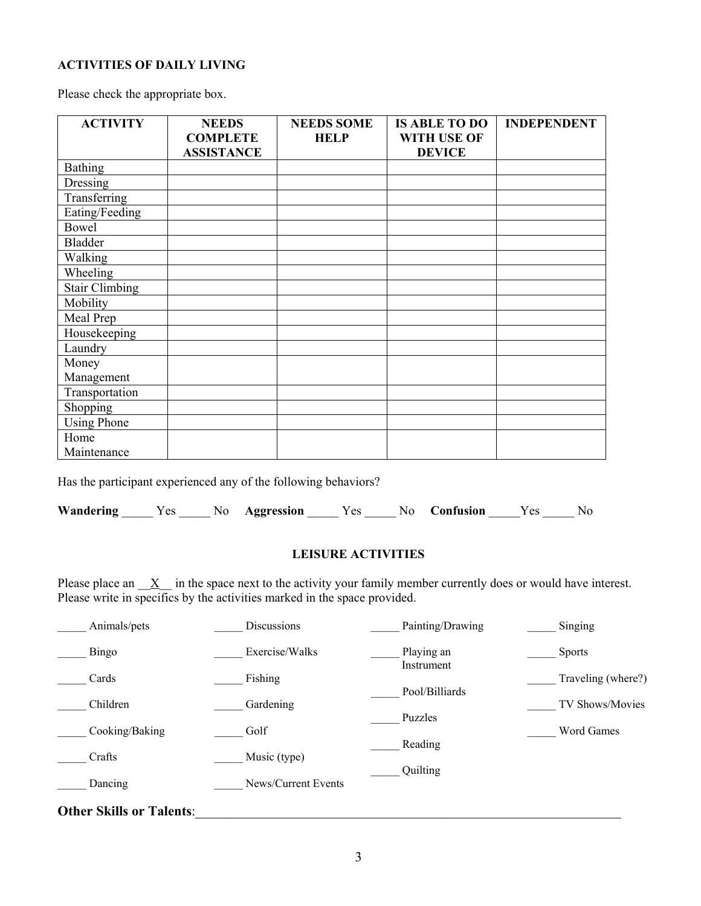**ACTIVITIES OF DAILY LIVING**

Please check the appropriate box.

| ACTIVITY | NEEDS COMPLETE ASSISTANCE | NEEDS SOME HELP | IS ABLE TO DO WITH USE OF DEVICE | INDEPENDENT |
|---|---|---|---|---|
| Bathing | | | | |
| Dressing | | | | |
| Transferring | | | | |
| Eating/Feeding | | | | |
| Bowel | | | | |
| Bladder | | | | |
| Walking | | | | |
| Wheeling | | | | |
| Stair Climbing | | | | |
| Mobility | | | | |
| Meal Prep | | | | |
| Housekeeping | | | | |
| Laundry | | | | |
| Money Management | | | | |
| Transportation | | | | |
| Shopping | | | | |
| Using Phone | | | | |
| Home Maintenance | | | | |

Has the participant experienced any of the following behaviors?

**Wandering** _____ Yes _____ No **Aggression** _____ Yes _____ No **Confusion** _____Yes _____ No

**LEISURE ACTIVITIES**

Please place an __X__ in the space next to the activity your family member currently does or would have interest. Please write in specifics by the activities marked in the space provided.

_____ Animals/pets

_____ Bingo

_____ Cards

_____ Children

_____ Cooking/Baking

_____ Crafts

_____ Dancing

_____ Discussions

_____ Exercise/Walks

_____ Fishing

_____ Gardening

_____ Golf

_____ Music (type)

_____ News/Current Events

_____ Painting/Drawing

_____ Playing an Instrument

_____ Pool/Billiards

_____ Puzzles

_____ Reading

_____ Quilting

_____ Singing

_____ Sports

_____ Traveling (where?)

_____ TV Shows/Movies

_____ Word Games

**Other Skills or Talents**:_______________________________________________________________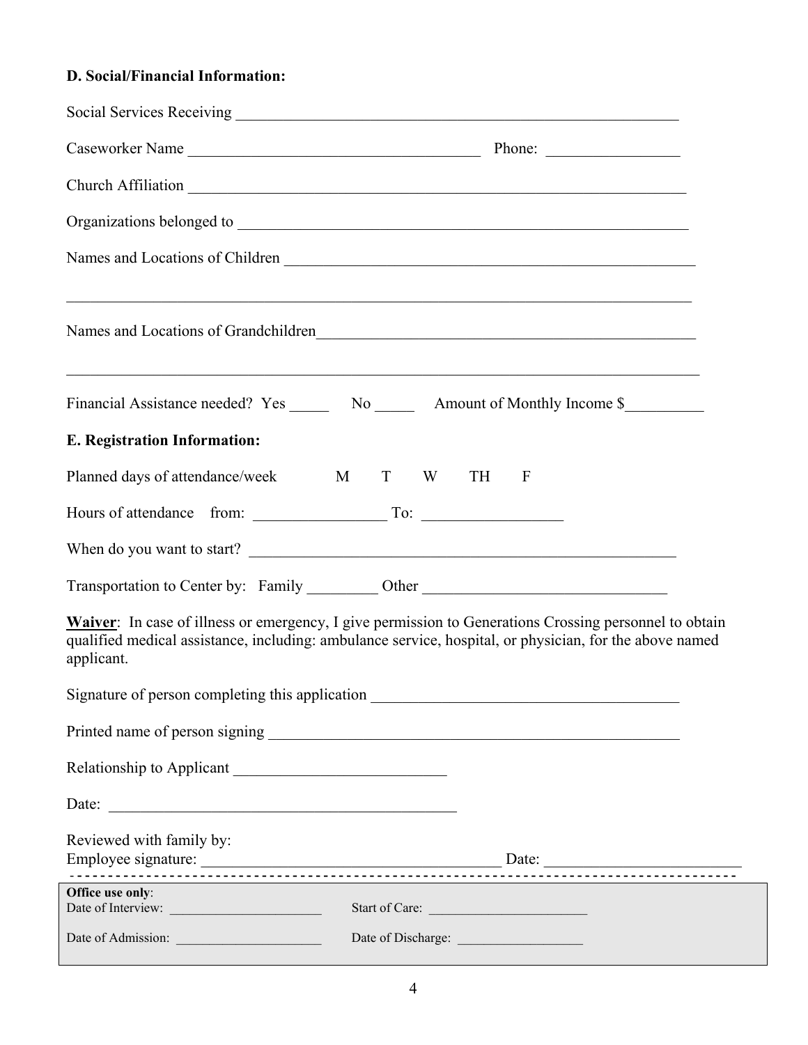**D. Social/Financial Information:**

Social Services Receiving ____________________________________________________________

Caseworker Name ______________________________________ Phone: _________________

Church Affiliation _________________________________________________________________

Organizations belonged to ____________________________________________________________

Names and Locations of Children ______________________________________________________

_____________________________________________________________________________________

Names and Locations of Grandchildren__________________________________________________

_____________________________________________________________________________________

Financial Assistance needed? Yes _____ No _____ Amount of Monthly Income $__________

**E. Registration Information:**

Planned days of attendance/week M T W TH F

Hours of attendance from: _________________ To: _________________

When do you want to start? ___________________________________________________________

Transportation to Center by: Family _________ Other _______________________________

**Waiver**: In case of illness or emergency, I give permission to Generations Crossing personnel to obtain qualified medical assistance, including: ambulance service, hospital, or physician, for the above named applicant.

Signature of person completing this application ________________________________________

Printed name of person signing _______________________________________________________

Relationship to Applicant ___________________________

Date: _____________________________________________

Reviewed with family by:
Employee signature: ______________________________________ Date: _________________________

---

**Office use only**:
Date of Interview: ______________________ Start of Care: _______________________

Date of Admission: _____________________ Date of Discharge: __________________